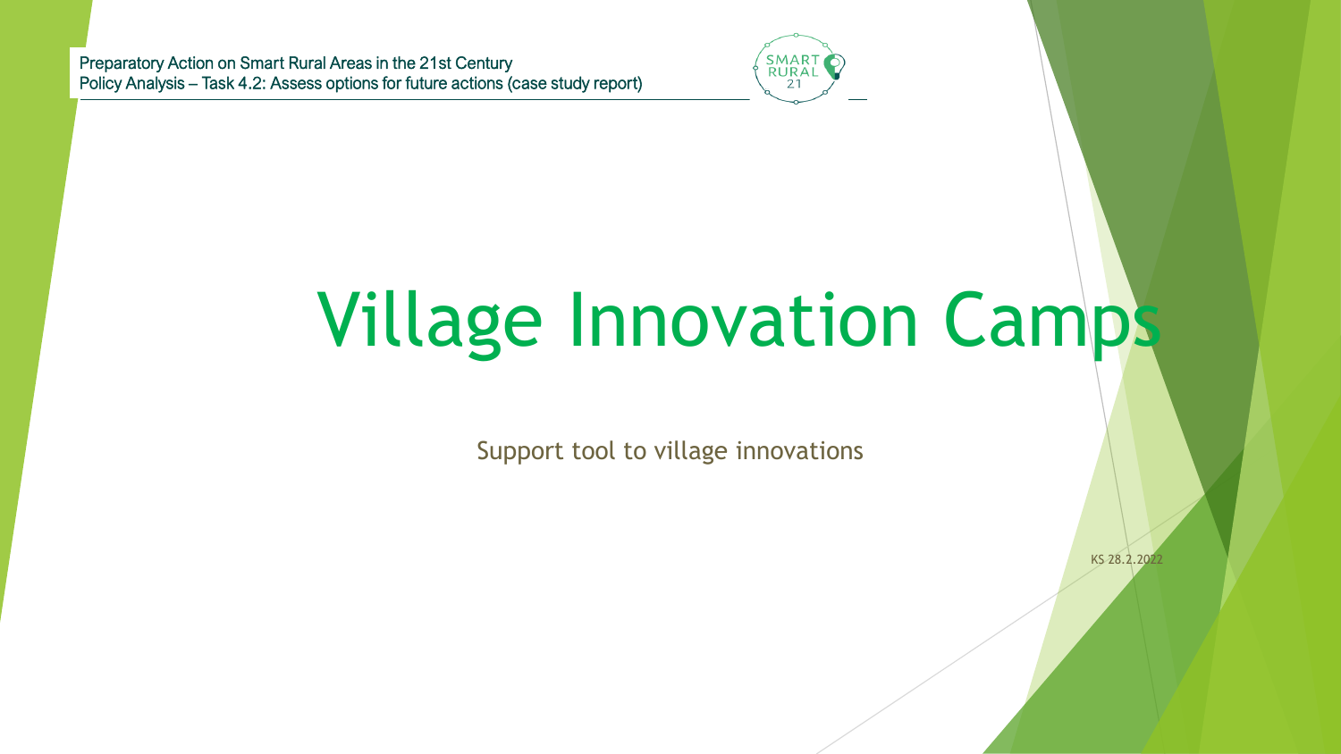Preparatory Action on Smart Rural Areas in the 21st Century
Policy Analysis – Task 4.2: Assess options for future actions (case study report)

# Village Innovation Camps

Support tool to village innovations

KS 28.2.2022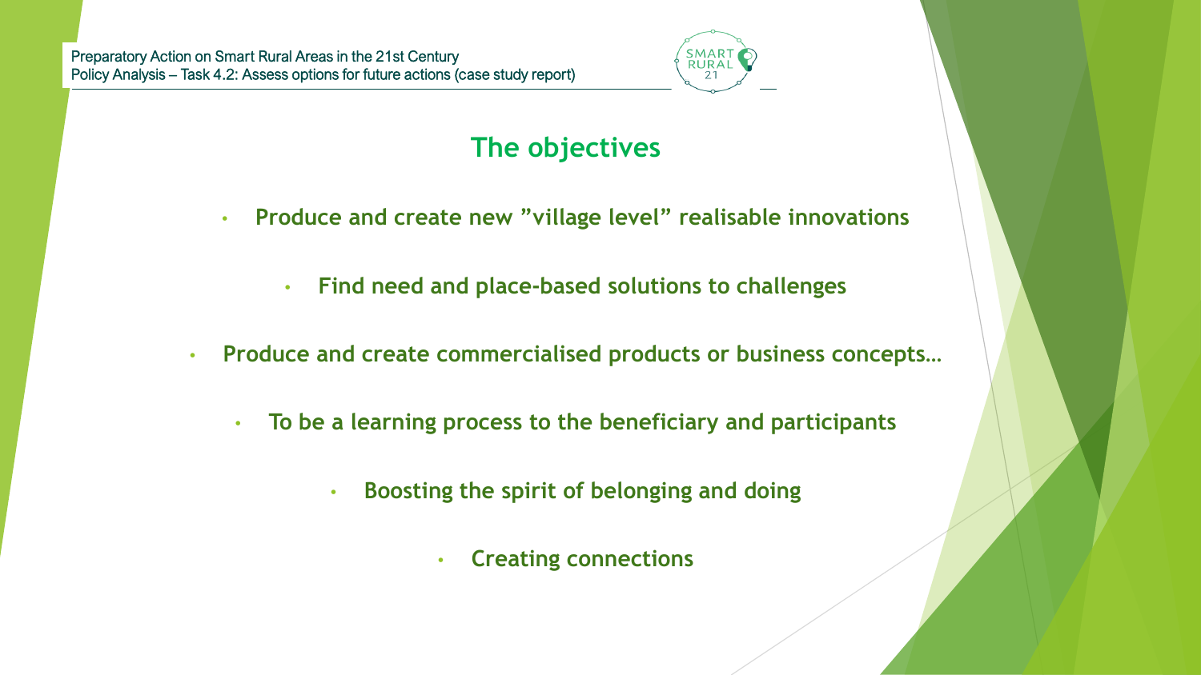## The objectives

- **Produce and create new ”village level” realisable innovations**
- **Find need and place-based solutions to challenges**
- **Produce and create commercialised products or business concepts…**
- **To be a learning process to the beneficiary and participants**
- **Boosting the spirit of belonging and doing**
- **Creating connections**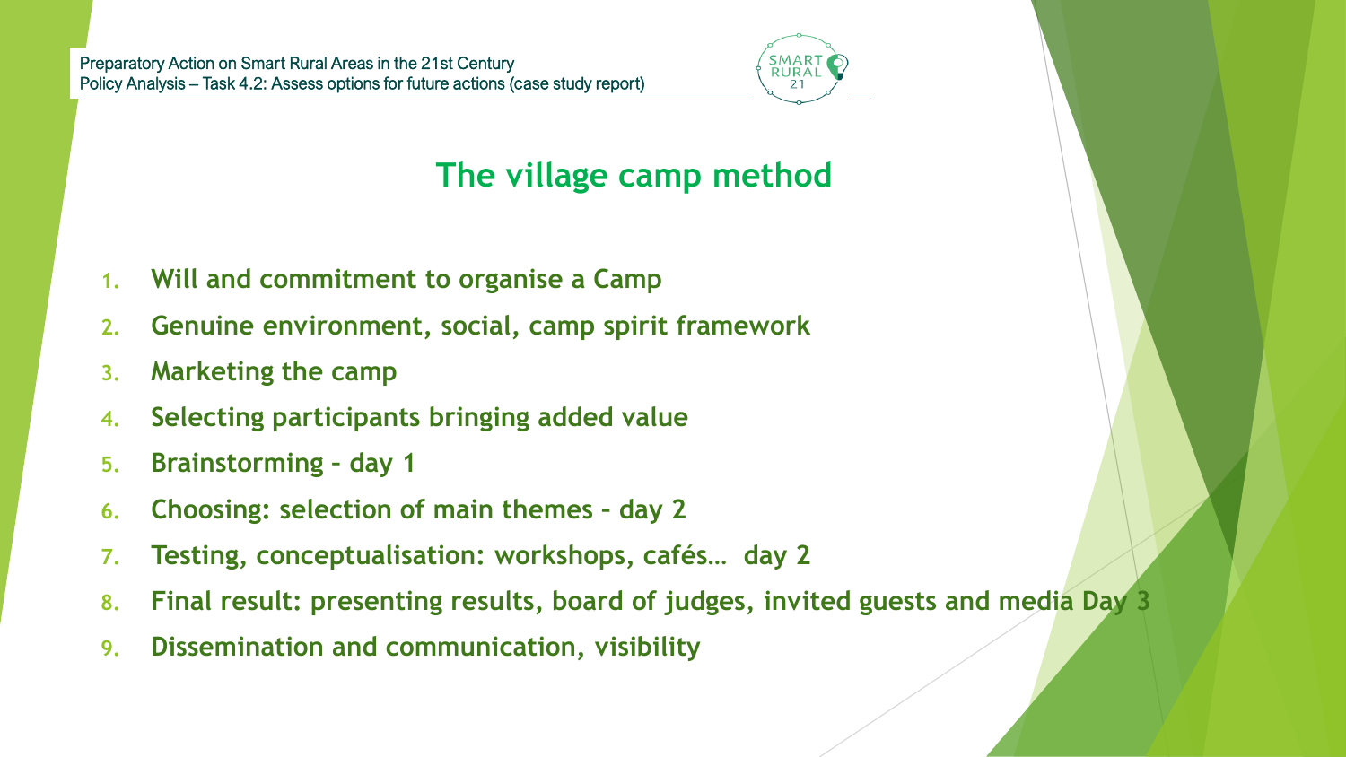## The village camp method

1. **Will and commitment to organise a Camp**
2. **Genuine environment, social, camp spirit framework**
3. **Marketing the camp**
4. **Selecting participants bringing added value**
5. **Brainstorming – day 1**
6. **Choosing: selection of main themes – day 2**
7. **Testing, conceptualisation: workshops, cafés… day 2**
8. **Final result: presenting results, board of judges, invited guests and media Day 3**
9. **Dissemination and communication, visibility**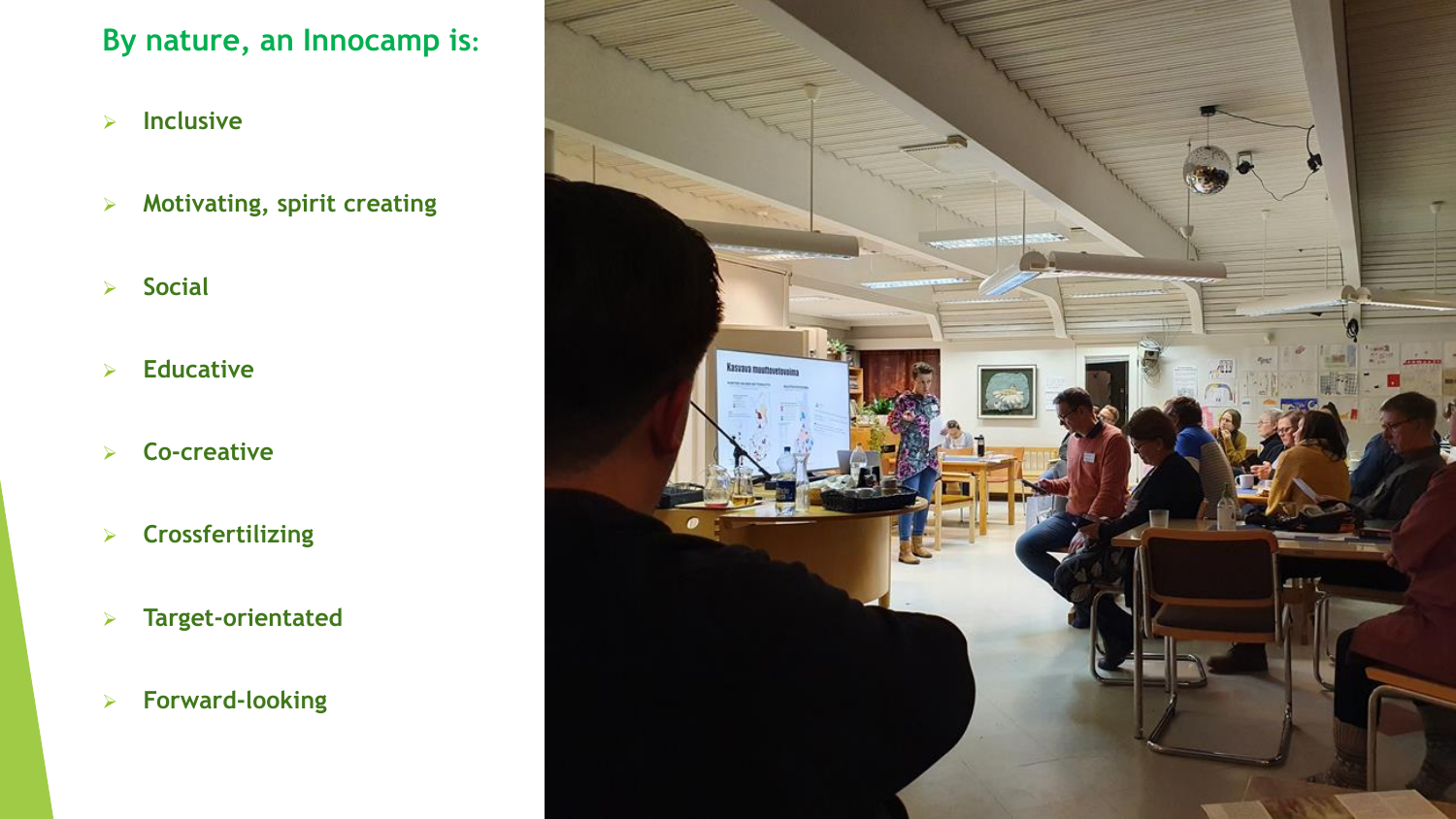## By nature, an Innocamp is:

- Inclusive
- Motivating, spirit creating
- Social
- Educative
- Co-creative
- Crossfertilizing
- Target-orientated
- Forward-looking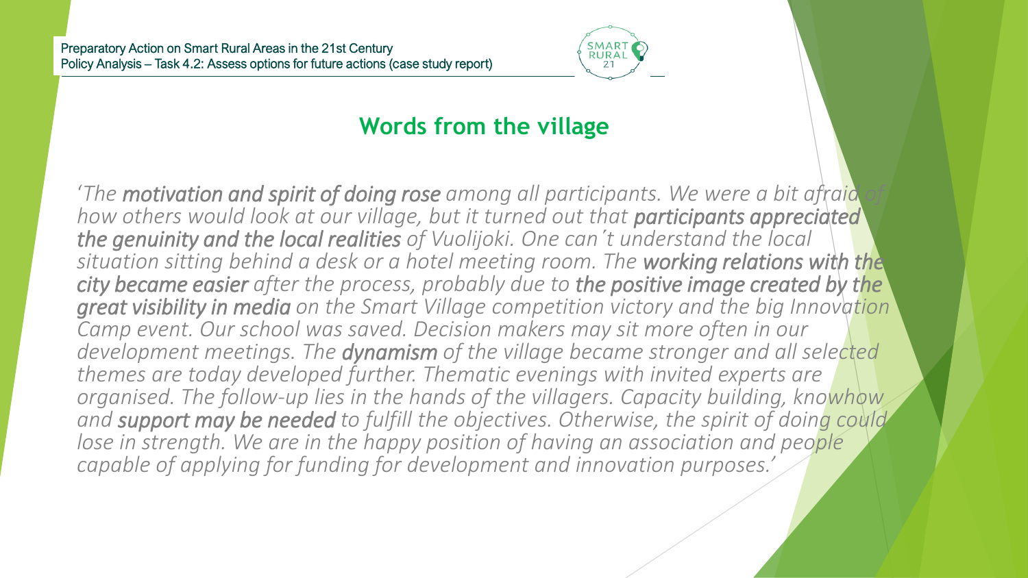## Words from the village

*'The **motivation and spirit of doing rose** among all participants. We were a bit afraid of how others would look at our village, but it turned out that **participants appreciated the genuinity and the local realities** of Vuolijoki. One can´t understand the local situation sitting behind a desk or a hotel meeting room. The **working relations with the city became easier** after the process, probably due to **the positive image created by the great visibility in media** on the Smart Village competition victory and the big Innovation Camp event. Our school was saved. Decision makers may sit more often in our development meetings. The **dynamism** of the village became stronger and all selected themes are today developed further. Thematic evenings with invited experts are organised. The follow-up lies in the hands of the villagers. Capacity building, knowhow and **support may be needed** to fulfill the objectives. Otherwise, the spirit of doing could lose in strength. We are in the happy position of having an association and people capable of applying for funding for development and innovation purposes.'*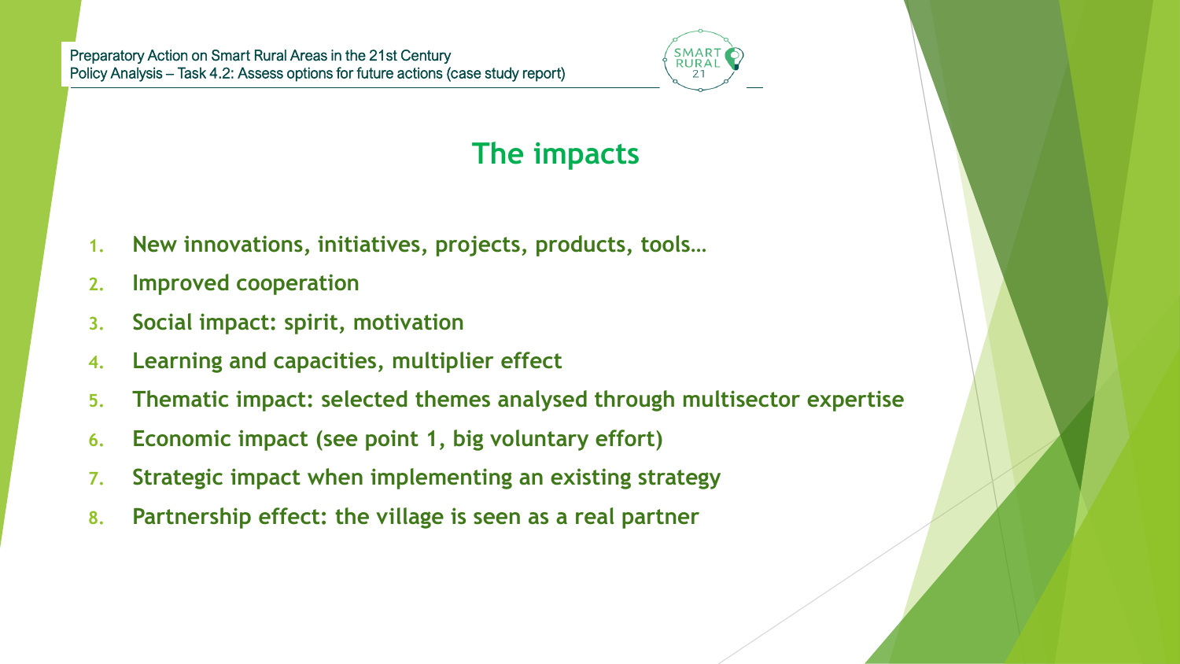## The impacts

1. **New innovations, initiatives, projects, products, tools…**
2. **Improved cooperation**
3. **Social impact: spirit, motivation**
4. **Learning and capacities, multiplier effect**
5. **Thematic impact: selected themes analysed through multisector expertise**
6. **Economic impact (see point 1, big voluntary effort)**
7. **Strategic impact when implementing an existing strategy**
8. **Partnership effect: the village is seen as a real partner**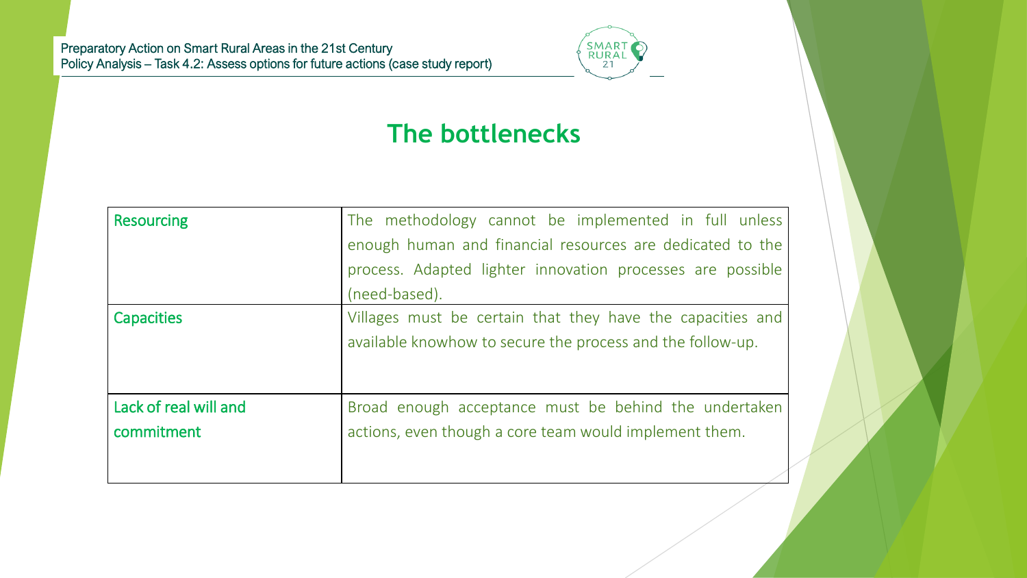## The bottlenecks

| | |
|---|---|
| Resourcing | The methodology cannot be implemented in full unless enough human and financial resources are dedicated to the process. Adapted lighter innovation processes are possible (need-based). |
| Capacities | Villages must be certain that they have the capacities and available knowhow to secure the process and the follow-up. |
| Lack of real will and commitment | Broad enough acceptance must be behind the undertaken actions, even though a core team would implement them. |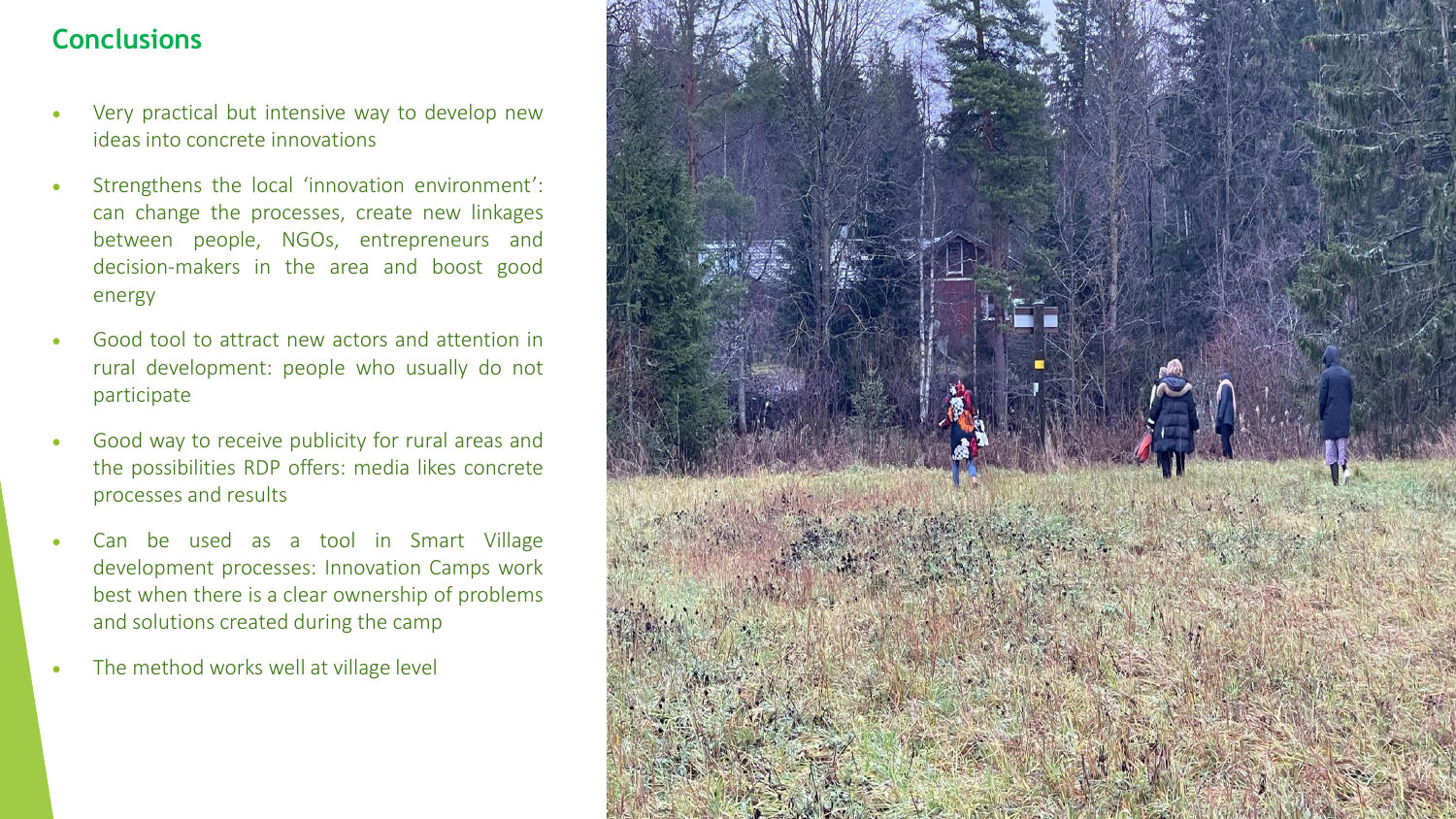## Conclusions

- Very practical but intensive way to develop new ideas into concrete innovations
- Strengthens the local 'innovation environment': can change the processes, create new linkages between people, NGOs, entrepreneurs and decision-makers in the area and boost good energy
- Good tool to attract new actors and attention in rural development: people who usually do not participate
- Good way to receive publicity for rural areas and the possibilities RDP offers: media likes concrete processes and results
- Can be used as a tool in Smart Village development processes: Innovation Camps work best when there is a clear ownership of problems and solutions created during the camp
- The method works well at village level